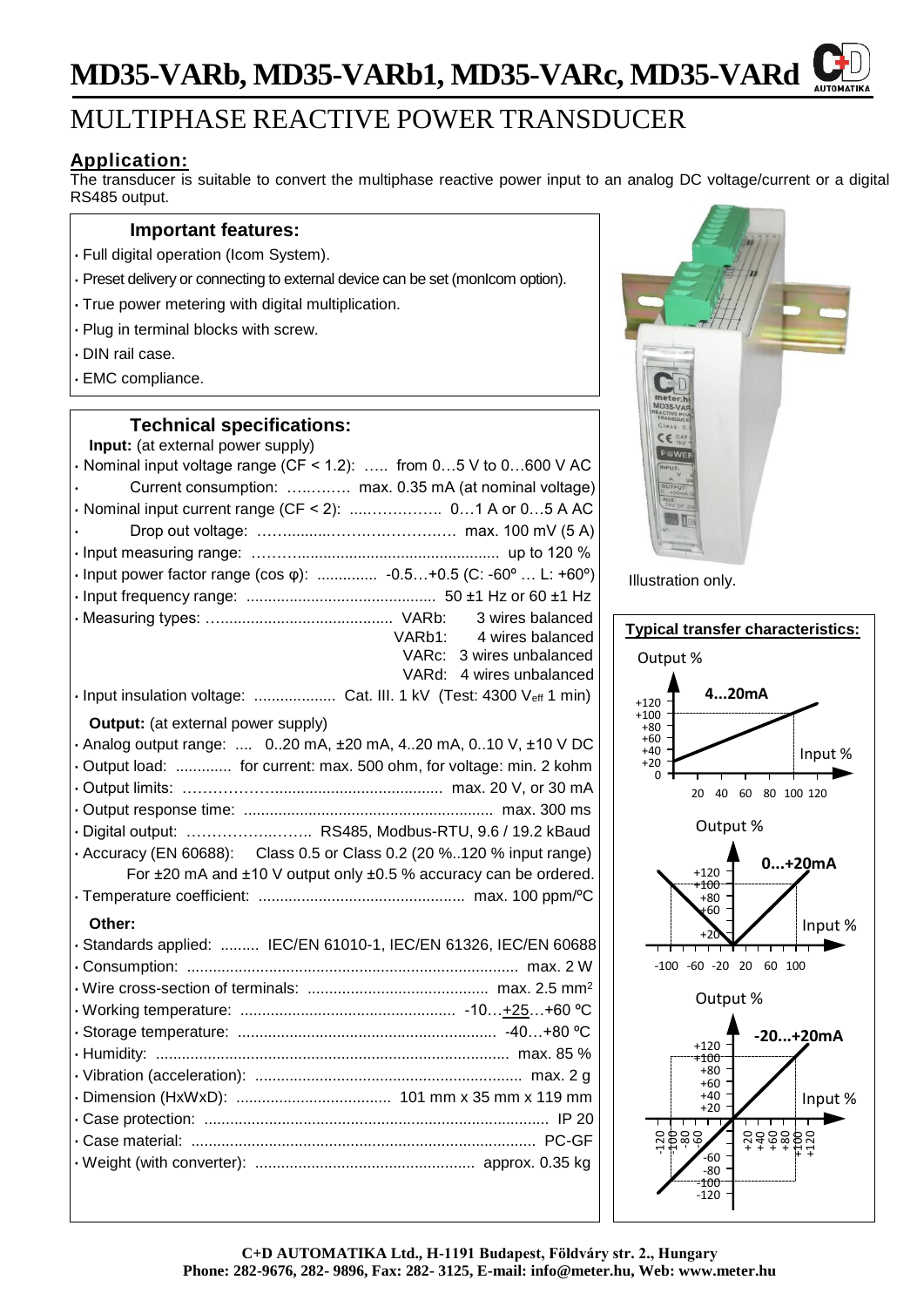# MD35-VARb, MD35-VARb1, MD35-VARc, MD35-VARd

# MULTIPHASE REACTIVE POWER TRANSDUCER

## Application:

The transducer is suitable to convert the multiphase reactive power input to an analog DC voltage/current or a digital RS485 output.

### Important features:

- Full digital operation (Icom System).
- Preset delivery or connecting to external device can be set (monIcom option).
- True power metering with digital multiplication.
- Plug in terminal blocks with screw.
- DIN rail case.
- EMC compliance.

### Technical specifications:

**Input:** (at external power supply)

- Nominal input voltage range (CF < 1.2): ….. from 0…5 V to 0…600 V AC
- Current consumption: ………… max. 0.35 mA (at nominal voltage)
- Nominal input current range (CF < 2): ….…………. 0…1 A or 0…5 A AC
- Drop out voltage: ……........……………………. max. 100 mV (5 A)
- Input measuring range: ……….............................................. up to 120 %
- Input power factor range (cos φ): .............. -0.5…+0.5 (C: -60º … L: +60º)
- Input frequency range: ........................................... 50 ±1 Hz or 60 ±1 Hz
- Measuring types: …....................................... VARb: 3 wires balanced
  VARb1: 4 wires balanced
  VARc: 3 wires unbalanced
  VARd: 4 wires unbalanced
- Input insulation voltage: .................. Cat. III. 1 kV (Test: 4300 $V_{eff}$ 1 min)

**Output:** (at external power supply)

- Analog output range: .... 0..20 mA, ±20 mA, 4..20 mA, 0..10 V, ±10 V DC
- Output load: ............. for current: max. 500 ohm, for voltage: min. 2 kohm
- Output limits: ………………...................................... max. 20 V, or 30 mA
- Output response time: .......................................................... max. 300 ms
- Digital output: ……………..…….. RS485, Modbus-RTU, 9.6 / 19.2 kBaud
- Accuracy (EN 60688): Class 0.5 or Class 0.2 (20 %..120 % input range)
  For ±20 mA and ±10 V output only ±0.5 % accuracy can be ordered.
- Temperature coefficient: ................................................ max. 100 ppm/ºC

**Other:**

- Standards applied: ......... IEC/EN 61010-1, IEC/EN 61326, IEC/EN 60688
- Consumption: ............................................................................ max. 2 W
- Wire cross-section of terminals: .......................................... max. 2.5 mm$^2$
- Working temperature: .................................................. -10…+25…+60 ºC
- Storage temperature: ............................................................ -40…+80 ºC
- Humidity: ................................................................................. max. 85 %
- Vibration (acceleration): .............................................................. max. 2 g
- Dimension (HxWxD): .................................... 101 mm x 35 mm x 119 mm
- Case protection: ................................................................................ IP 20
- Case material: ................................................................................ PC-GF
- Weight (with converter): ................................................... approx. 0.35 kg

Illustration only.

**Typical transfer characteristics:**

Output % — 4...20mA — Input %

Output % — 0...+20mA — Input %

Output % — -20...+20mA — Input %

**C+D AUTOMATIKA Ltd., H-1191 Budapest, Földváry str. 2., Hungary**
**Phone: 282-9676, 282- 9896, Fax: 282- 3125, E-mail: info@meter.hu, Web: www.meter.hu**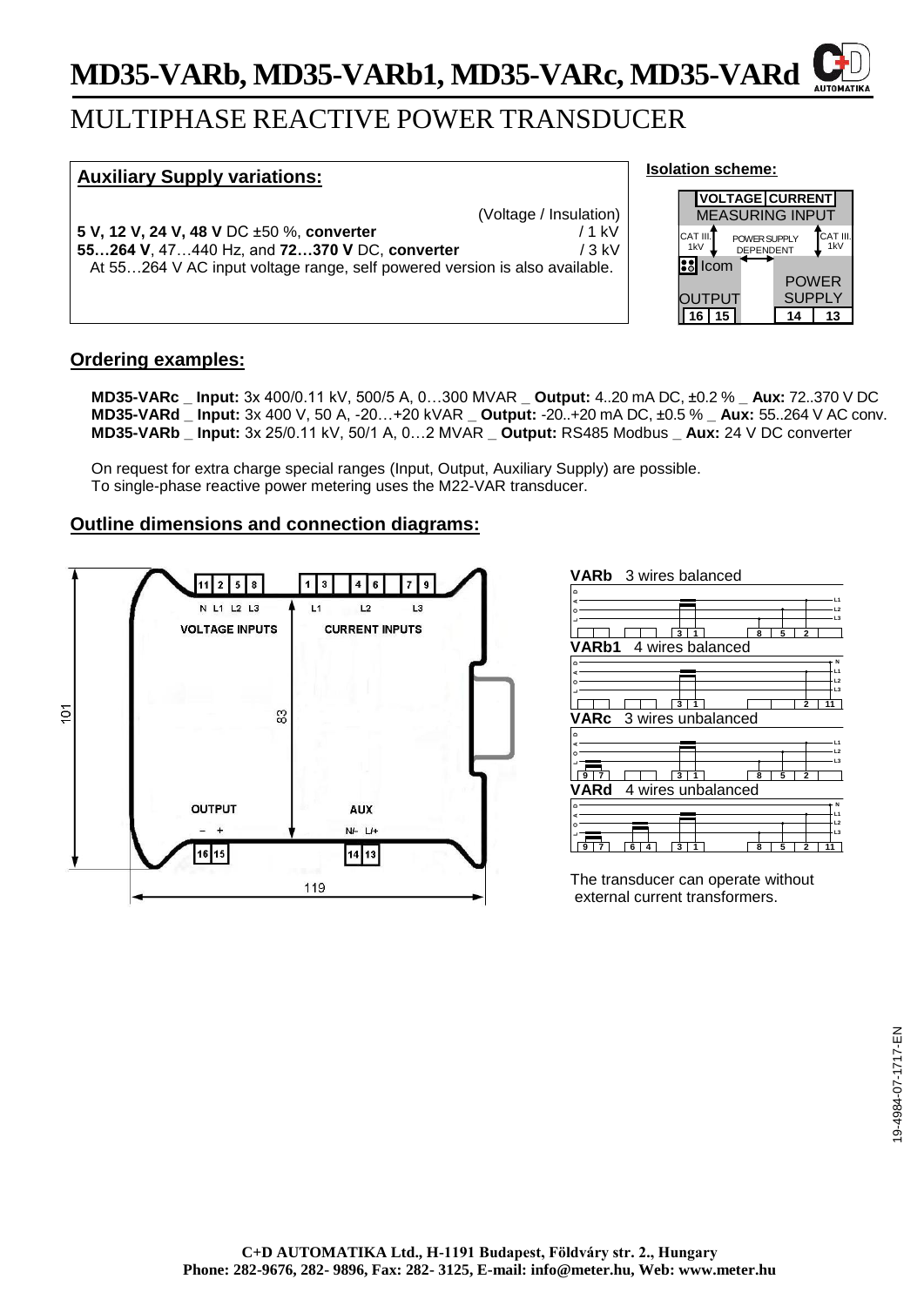# MD35-VARb, MD35-VARb1, MD35-VARc, MD35-VARd

## MULTIPHASE REACTIVE POWER TRANSDUCER

### Auxiliary Supply variations:

(Voltage / Insulation)

**5 V, 12 V, 24 V, 48 V** DC ±50 %, **converter** / 1 kV

**55…264 V**, 47…440 Hz, and **72…370 V** DC, **converter** / 3 kV

At 55…264 V AC input voltage range, self powered version is also available.

### Isolation scheme:

VOLTAGE CURRENT
MEASURING INPUT
CAT III. 1kV
POWER SUPPLY DEPENDENT
CAT III. 1kV
Icom
OUTPUT
16 15
POWER SUPPLY
14 13

### Ordering examples:

**MD35-VARc _ Input:** 3x 400/0.11 kV, 500/5 A, 0…300 MVAR _ **Output:** 4..20 mA DC, ±0.2 % _ **Aux:** 72..370 V DC
**MD35-VARd _ Input:** 3x 400 V, 50 A, -20…+20 kVAR _ **Output:** -20..+20 mA DC, ±0.5 % _ **Aux:** 55..264 V AC conv.
**MD35-VARb _ Input:** 3x 25/0.11 kV, 50/1 A, 0…2 MVAR _ **Output:** RS485 Modbus _ **Aux:** 24 V DC converter

On request for extra charge special ranges (Input, Output, Auxiliary Supply) are possible.
To single-phase reactive power metering uses the M22-VAR transducer.

### Outline dimensions and connection diagrams:

11 2 5 8
N L1 L2 L3
VOLTAGE INPUTS

1 3 4 6 7 9
L1 L2 L3
CURRENT INPUTS

OUTPUT
– +
16 15

AUX
N/- L/+
14 13

101
83
119

**VARb** 3 wires balanced

**VARb1** 4 wires balanced

**VARc** 3 wires unbalanced

**VARd** 4 wires unbalanced

The transducer can operate without external current transformers.

19-4984-07-1717-EN

**C+D AUTOMATIKA Ltd., H-1191 Budapest, Földváry str. 2., Hungary**
**Phone: 282-9676, 282- 9896, Fax: 282- 3125, E-mail: info@meter.hu, Web: www.meter.hu**